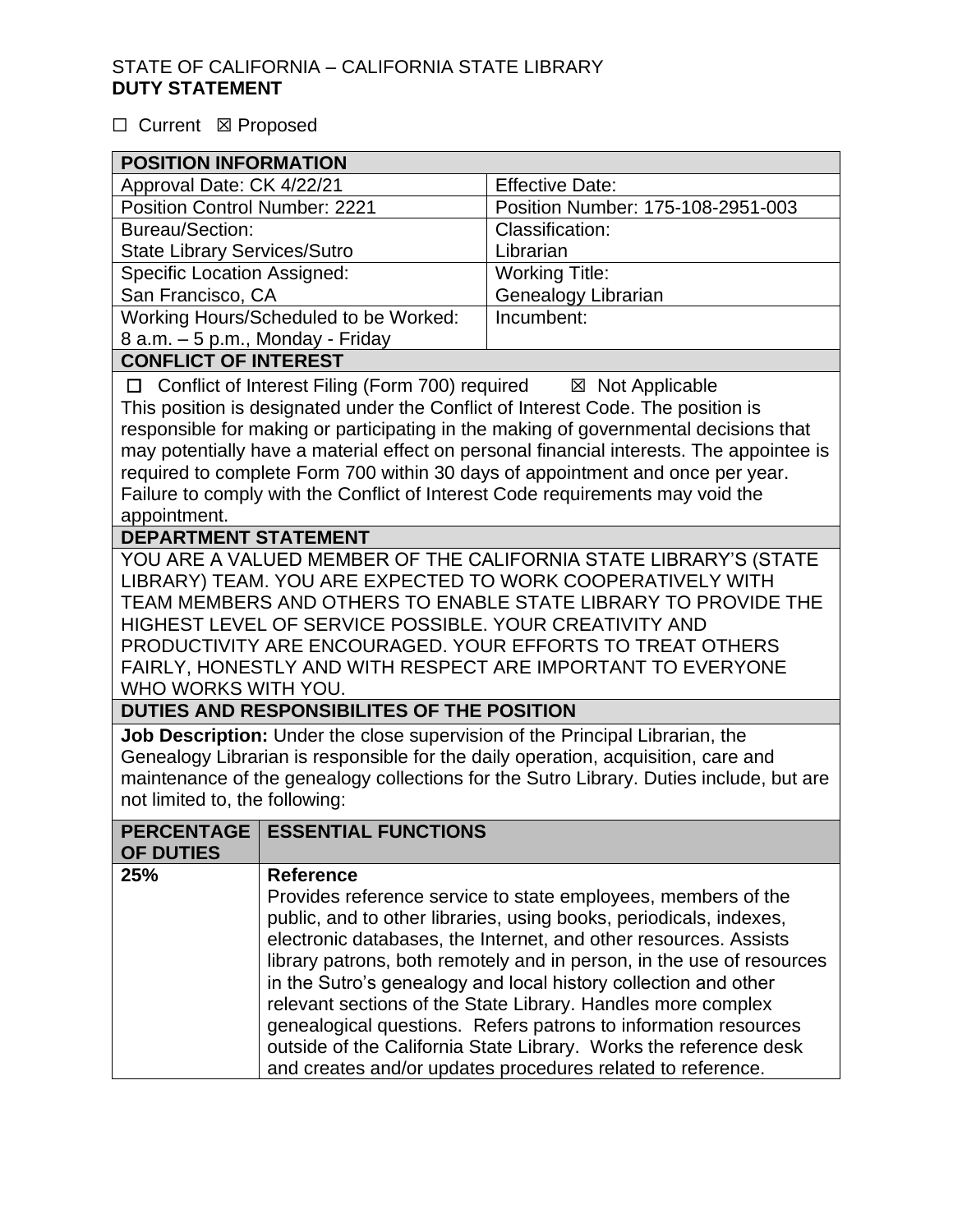STATE OF CALIFORNIA – CALIFORNIA STATE LIBRARY
**DUTY STATEMENT**

☐ Current ☒ Proposed

| **POSITION INFORMATION** | |
|---|---|
| Approval Date: CK 4/22/21 | Effective Date: |
| Position Control Number: 2221 | Position Number: 175-108-2951-003 |
| Bureau/Section: State Library Services/Sutro | Classification: Librarian |
| Specific Location Assigned: San Francisco, CA | Working Title: Genealogy Librarian |
| Working Hours/Scheduled to be Worked: 8 a.m. – 5 p.m., Monday - Friday | Incumbent: |

**CONFLICT OF INTEREST**

☐ Conflict of Interest Filing (Form 700) required ☒ Not Applicable

This position is designated under the Conflict of Interest Code. The position is responsible for making or participating in the making of governmental decisions that may potentially have a material effect on personal financial interests. The appointee is required to complete Form 700 within 30 days of appointment and once per year. Failure to comply with the Conflict of Interest Code requirements may void the appointment.

**DEPARTMENT STATEMENT**

YOU ARE A VALUED MEMBER OF THE CALIFORNIA STATE LIBRARY'S (STATE LIBRARY) TEAM. YOU ARE EXPECTED TO WORK COOPERATIVELY WITH TEAM MEMBERS AND OTHERS TO ENABLE STATE LIBRARY TO PROVIDE THE HIGHEST LEVEL OF SERVICE POSSIBLE. YOUR CREATIVITY AND PRODUCTIVITY ARE ENCOURAGED. YOUR EFFORTS TO TREAT OTHERS FAIRLY, HONESTLY AND WITH RESPECT ARE IMPORTANT TO EVERYONE WHO WORKS WITH YOU.

**DUTIES AND RESPONSIBILITES OF THE POSITION**

**Job Description:** Under the close supervision of the Principal Librarian, the Genealogy Librarian is responsible for the daily operation, acquisition, care and maintenance of the genealogy collections for the Sutro Library. Duties include, but are not limited to, the following:

| **PERCENTAGE OF DUTIES** | **ESSENTIAL FUNCTIONS** |
|---|---|
| **25%** | **Reference**<br>Provides reference service to state employees, members of the public, and to other libraries, using books, periodicals, indexes, electronic databases, the Internet, and other resources. Assists library patrons, both remotely and in person, in the use of resources in the Sutro's genealogy and local history collection and other relevant sections of the State Library. Handles more complex genealogical questions. Refers patrons to information resources outside of the California State Library. Works the reference desk and creates and/or updates procedures related to reference. |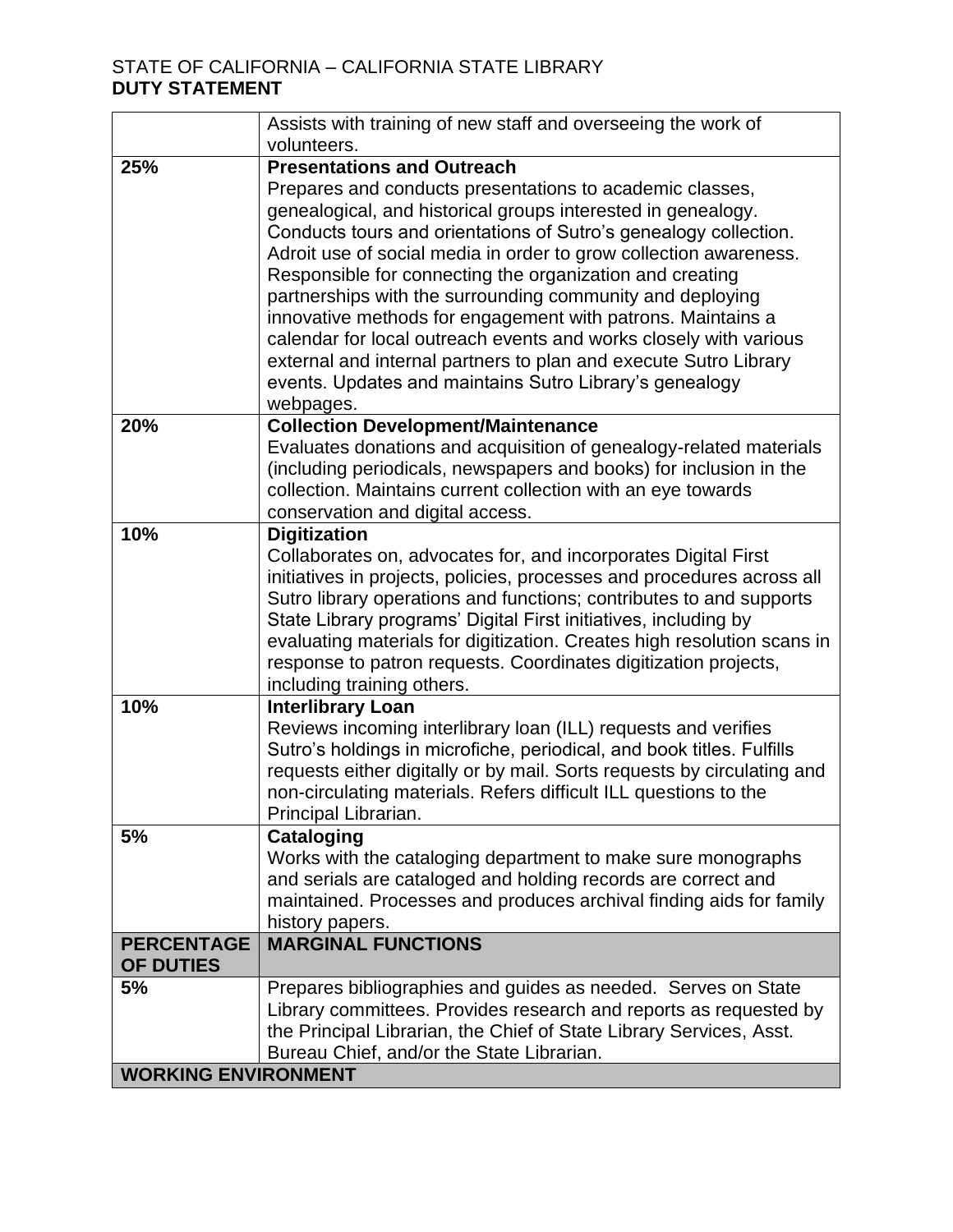STATE OF CALIFORNIA – CALIFORNIA STATE LIBRARY
**DUTY STATEMENT**

| | |
|---|---|
| | Assists with training of new staff and overseeing the work of volunteers. |
| **25%** | **Presentations and Outreach** Prepares and conducts presentations to academic classes, genealogical, and historical groups interested in genealogy. Conducts tours and orientations of Sutro's genealogy collection. Adroit use of social media in order to grow collection awareness. Responsible for connecting the organization and creating partnerships with the surrounding community and deploying innovative methods for engagement with patrons. Maintains a calendar for local outreach events and works closely with various external and internal partners to plan and execute Sutro Library events. Updates and maintains Sutro Library's genealogy webpages. |
| **20%** | **Collection Development/Maintenance** Evaluates donations and acquisition of genealogy-related materials (including periodicals, newspapers and books) for inclusion in the collection. Maintains current collection with an eye towards conservation and digital access. |
| **10%** | **Digitization** Collaborates on, advocates for, and incorporates Digital First initiatives in projects, policies, processes and procedures across all Sutro library operations and functions; contributes to and supports State Library programs' Digital First initiatives, including by evaluating materials for digitization. Creates high resolution scans in response to patron requests. Coordinates digitization projects, including training others. |
| **10%** | **Interlibrary Loan** Reviews incoming interlibrary loan (ILL) requests and verifies Sutro's holdings in microfiche, periodical, and book titles. Fulfills requests either digitally or by mail. Sorts requests by circulating and non-circulating materials. Refers difficult ILL questions to the Principal Librarian. |
| **5%** | **Cataloging** Works with the cataloging department to make sure monographs and serials are cataloged and holding records are correct and maintained. Processes and produces archival finding aids for family history papers. |
| **PERCENTAGE OF DUTIES** | **MARGINAL FUNCTIONS** |
| **5%** | Prepares bibliographies and guides as needed. Serves on State Library committees. Provides research and reports as requested by the Principal Librarian, the Chief of State Library Services, Asst. Bureau Chief, and/or the State Librarian. |
| **WORKING ENVIRONMENT** | |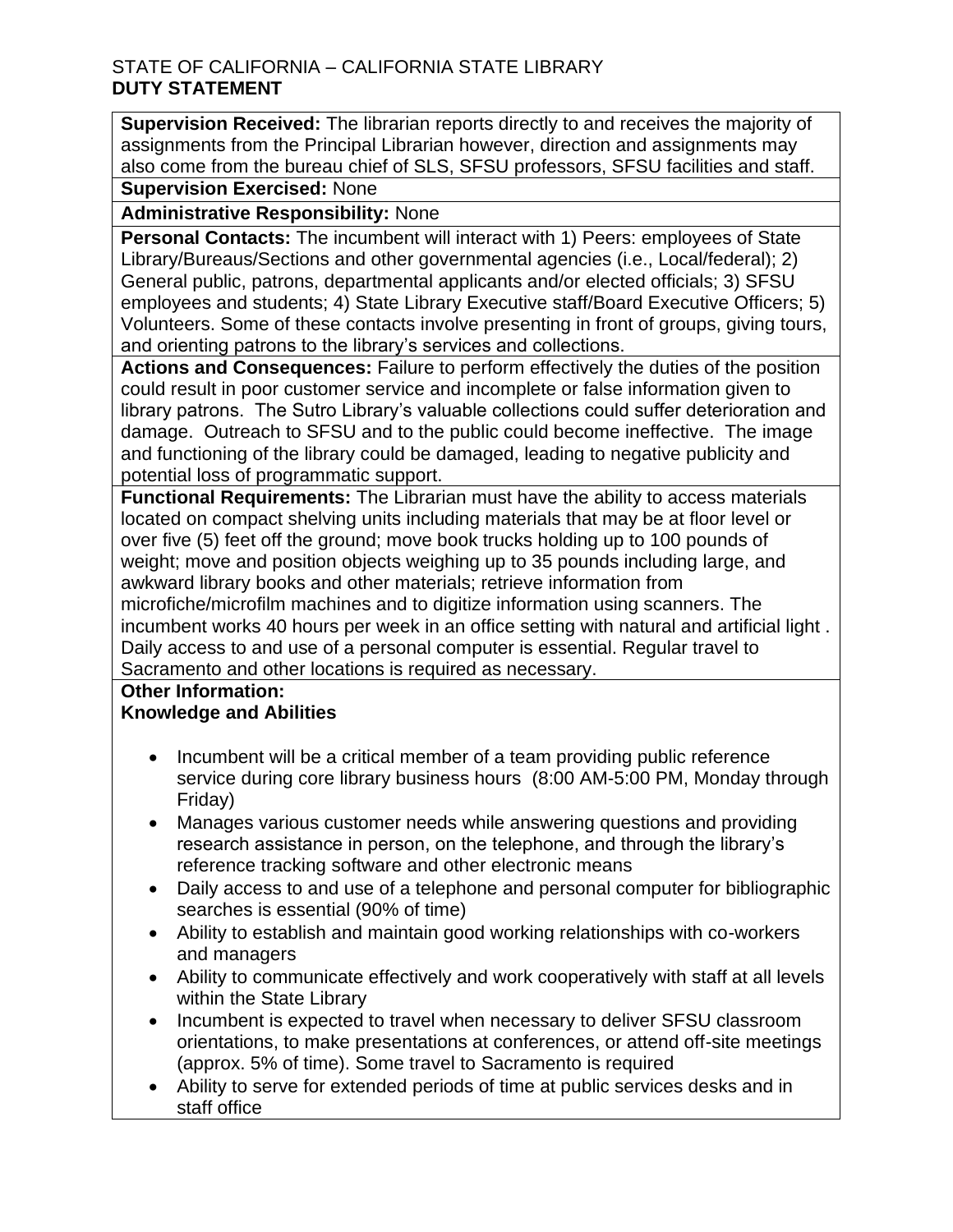STATE OF CALIFORNIA – CALIFORNIA STATE LIBRARY
**DUTY STATEMENT**

**Supervision Received:** The librarian reports directly to and receives the majority of assignments from the Principal Librarian however, direction and assignments may also come from the bureau chief of SLS, SFSU professors, SFSU facilities and staff.

**Supervision Exercised:** None

**Administrative Responsibility:** None

**Personal Contacts:** The incumbent will interact with 1) Peers: employees of State Library/Bureaus/Sections and other governmental agencies (i.e., Local/federal); 2) General public, patrons, departmental applicants and/or elected officials; 3) SFSU employees and students; 4) State Library Executive staff/Board Executive Officers; 5) Volunteers. Some of these contacts involve presenting in front of groups, giving tours, and orienting patrons to the library's services and collections.

**Actions and Consequences:** Failure to perform effectively the duties of the position could result in poor customer service and incomplete or false information given to library patrons. The Sutro Library's valuable collections could suffer deterioration and damage. Outreach to SFSU and to the public could become ineffective. The image and functioning of the library could be damaged, leading to negative publicity and potential loss of programmatic support.

**Functional Requirements:** The Librarian must have the ability to access materials located on compact shelving units including materials that may be at floor level or over five (5) feet off the ground; move book trucks holding up to 100 pounds of weight; move and position objects weighing up to 35 pounds including large, and awkward library books and other materials; retrieve information from microfiche/microfilm machines and to digitize information using scanners. The incumbent works 40 hours per week in an office setting with natural and artificial light . Daily access to and use of a personal computer is essential. Regular travel to Sacramento and other locations is required as necessary.

**Other Information:**
**Knowledge and Abilities**

- Incumbent will be a critical member of a team providing public reference service during core library business hours (8:00 AM-5:00 PM, Monday through Friday)
- Manages various customer needs while answering questions and providing research assistance in person, on the telephone, and through the library's reference tracking software and other electronic means
- Daily access to and use of a telephone and personal computer for bibliographic searches is essential (90% of time)
- Ability to establish and maintain good working relationships with co-workers and managers
- Ability to communicate effectively and work cooperatively with staff at all levels within the State Library
- Incumbent is expected to travel when necessary to deliver SFSU classroom orientations, to make presentations at conferences, or attend off-site meetings (approx. 5% of time). Some travel to Sacramento is required
- Ability to serve for extended periods of time at public services desks and in staff office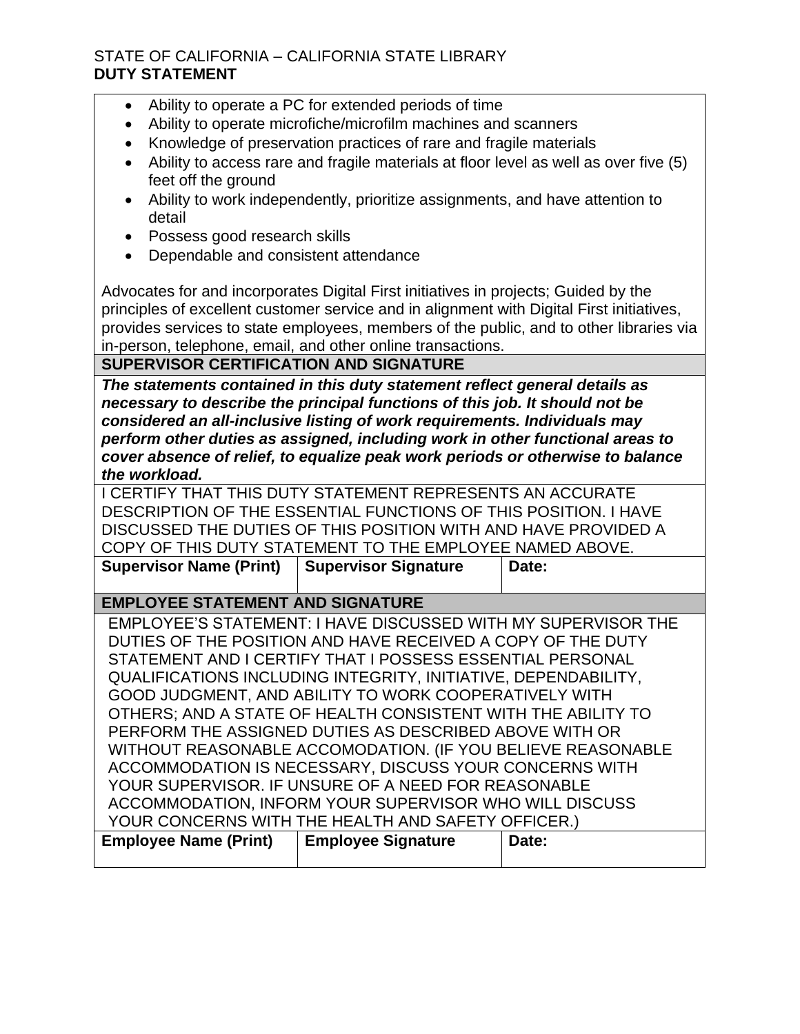STATE OF CALIFORNIA – CALIFORNIA STATE LIBRARY
**DUTY STATEMENT**

- Ability to operate a PC for extended periods of time
- Ability to operate microfiche/microfilm machines and scanners
- Knowledge of preservation practices of rare and fragile materials
- Ability to access rare and fragile materials at floor level as well as over five (5) feet off the ground
- Ability to work independently, prioritize assignments, and have attention to detail
- Possess good research skills
- Dependable and consistent attendance

Advocates for and incorporates Digital First initiatives in projects; Guided by the principles of excellent customer service and in alignment with Digital First initiatives, provides services to state employees, members of the public, and to other libraries via in-person, telephone, email, and other online transactions.

**SUPERVISOR CERTIFICATION AND SIGNATURE**

***The statements contained in this duty statement reflect general details as necessary to describe the principal functions of this job. It should not be considered an all-inclusive listing of work requirements. Individuals may perform other duties as assigned, including work in other functional areas to cover absence of relief, to equalize peak work periods or otherwise to balance the workload.***

I CERTIFY THAT THIS DUTY STATEMENT REPRESENTS AN ACCURATE DESCRIPTION OF THE ESSENTIAL FUNCTIONS OF THIS POSITION. I HAVE DISCUSSED THE DUTIES OF THIS POSITION WITH AND HAVE PROVIDED A COPY OF THIS DUTY STATEMENT TO THE EMPLOYEE NAMED ABOVE.

| Supervisor Name (Print) | Supervisor Signature | Date: |
|---|---|---|
| | | |

**EMPLOYEE STATEMENT AND SIGNATURE**

EMPLOYEE'S STATEMENT: I HAVE DISCUSSED WITH MY SUPERVISOR THE DUTIES OF THE POSITION AND HAVE RECEIVED A COPY OF THE DUTY STATEMENT AND I CERTIFY THAT I POSSESS ESSENTIAL PERSONAL QUALIFICATIONS INCLUDING INTEGRITY, INITIATIVE, DEPENDABILITY, GOOD JUDGMENT, AND ABILITY TO WORK COOPERATIVELY WITH OTHERS; AND A STATE OF HEALTH CONSISTENT WITH THE ABILITY TO PERFORM THE ASSIGNED DUTIES AS DESCRIBED ABOVE WITH OR WITHOUT REASONABLE ACCOMODATION. (IF YOU BELIEVE REASONABLE ACCOMMODATION IS NECESSARY, DISCUSS YOUR CONCERNS WITH YOUR SUPERVISOR. IF UNSURE OF A NEED FOR REASONABLE ACCOMMODATION, INFORM YOUR SUPERVISOR WHO WILL DISCUSS YOUR CONCERNS WITH THE HEALTH AND SAFETY OFFICER.)

| Employee Name (Print) | Employee Signature | Date: |
|---|---|---|
| | | |